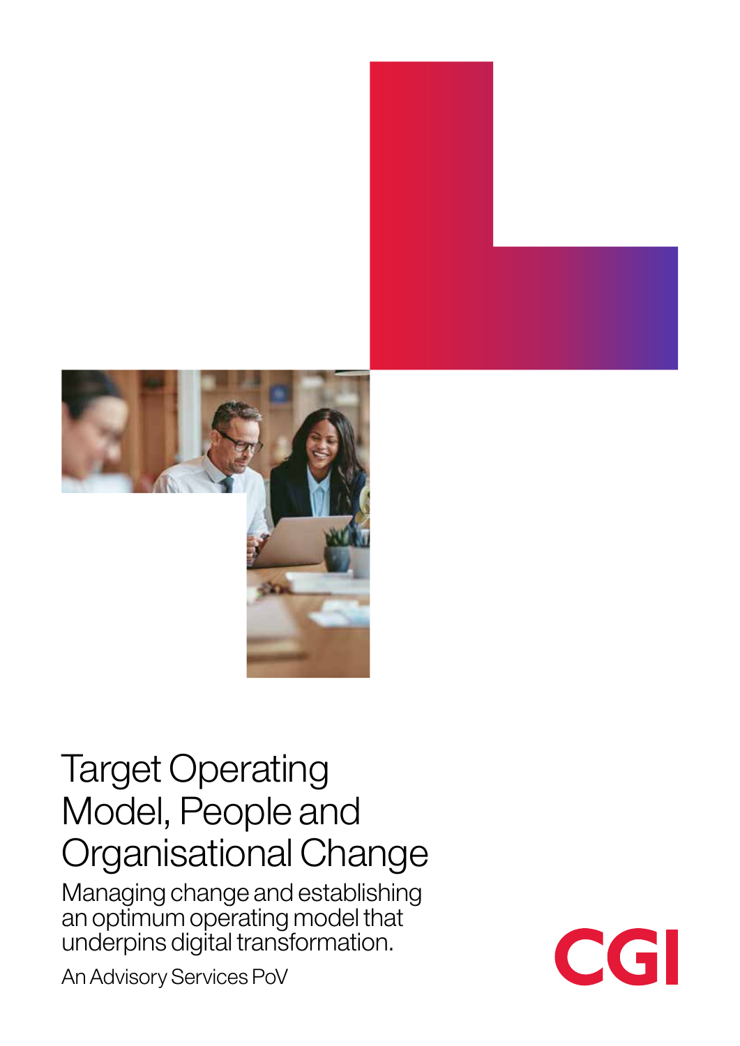# Target Operating Model, People and Organisational Change

## Managing change and establishing an optimum operating model that underpins digital transformation.

An Advisory Services PoV

CGI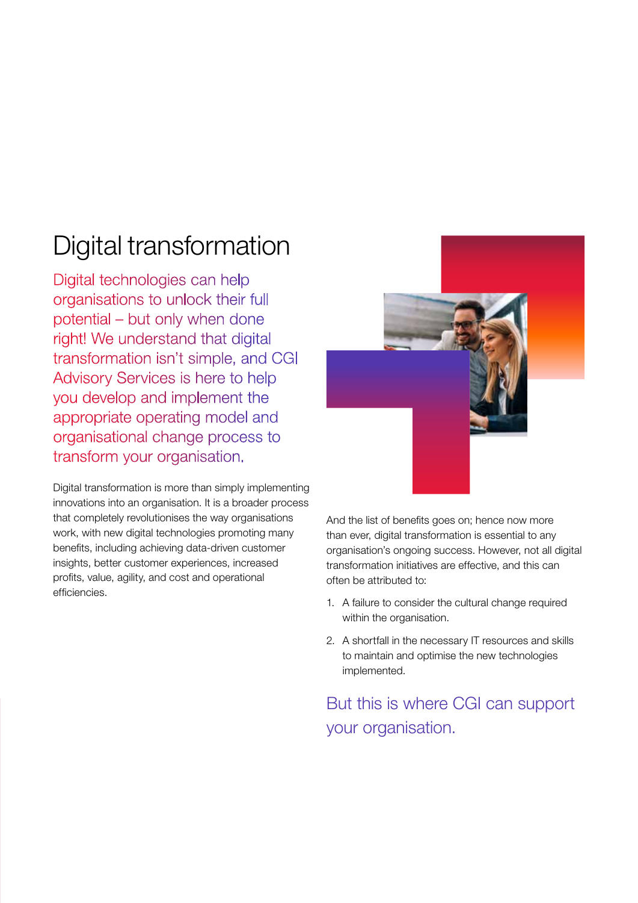# Digital transformation

Digital technologies can help organisations to unlock their full potential – but only when done right! We understand that digital transformation isn't simple, and CGI Advisory Services is here to help you develop and implement the appropriate operating model and organisational change process to transform your organisation.

Digital transformation is more than simply implementing innovations into an organisation. It is a broader process that completely revolutionises the way organisations work, with new digital technologies promoting many benefits, including achieving data-driven customer insights, better customer experiences, increased profits, value, agility, and cost and operational efficiencies.

And the list of benefits goes on; hence now more than ever, digital transformation is essential to any organisation's ongoing success. However, not all digital transformation initiatives are effective, and this can often be attributed to:

1. A failure to consider the cultural change required within the organisation.
2. A shortfall in the necessary IT resources and skills to maintain and optimise the new technologies implemented.

But this is where CGI can support your organisation.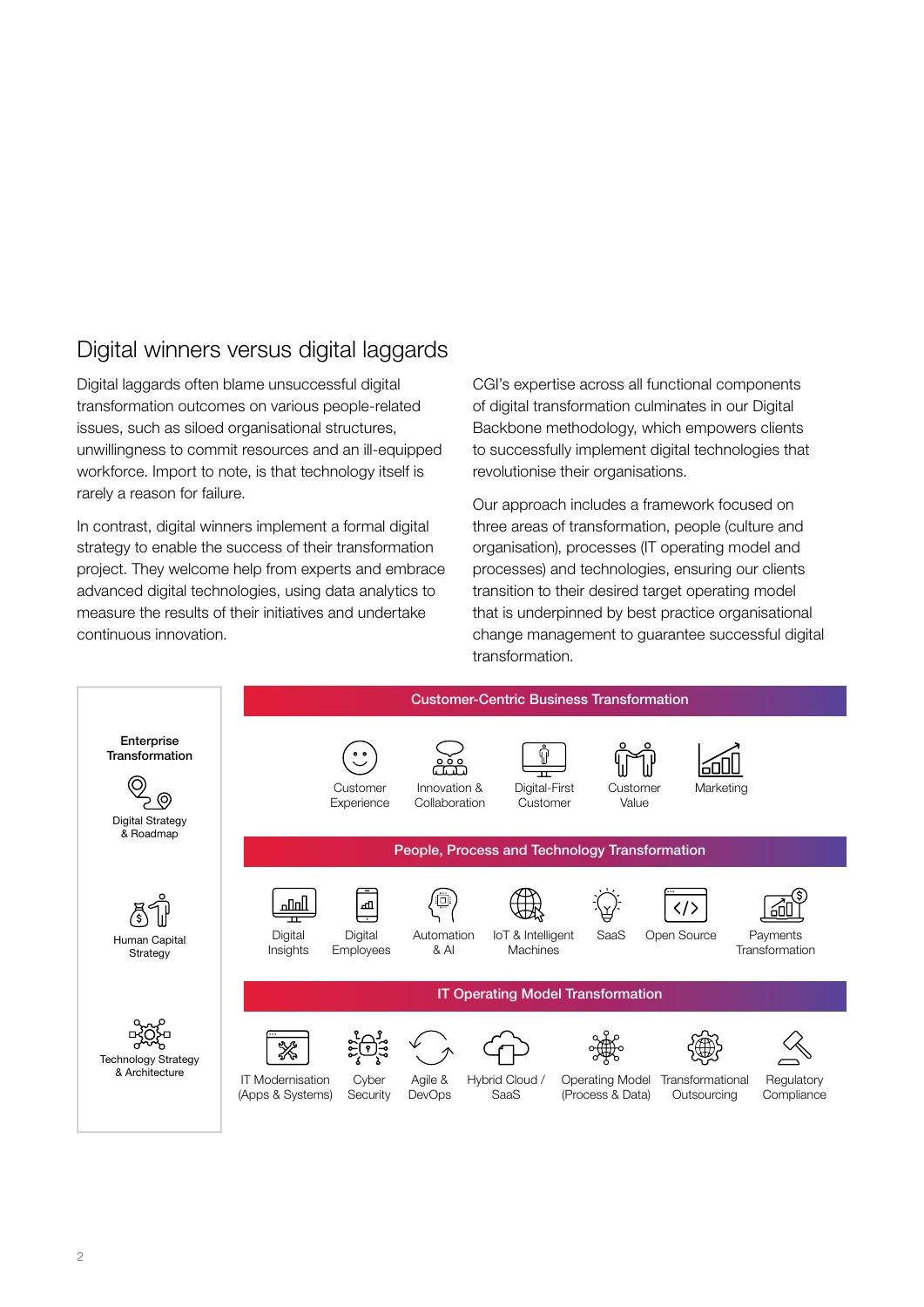## Digital winners versus digital laggards

Digital laggards often blame unsuccessful digital transformation outcomes on various people-related issues, such as siloed organisational structures, unwillingness to commit resources and an ill-equipped workforce. Import to note, is that technology itself is rarely a reason for failure.

In contrast, digital winners implement a formal digital strategy to enable the success of their transformation project. They welcome help from experts and embrace advanced digital technologies, using data analytics to measure the results of their initiatives and undertake continuous innovation.

CGI's expertise across all functional components of digital transformation culminates in our Digital Backbone methodology, which empowers clients to successfully implement digital technologies that revolutionise their organisations.

Our approach includes a framework focused on three areas of transformation, people (culture and organisation), processes (IT operating model and processes) and technologies, ensuring our clients transition to their desired target operating model that is underpinned by best practice organisational change management to guarantee successful digital transformation.

**Enterprise Transformation**

- Digital Strategy & Roadmap
- Human Capital Strategy
- Technology Strategy & Architecture

**Customer-Centric Business Transformation**

- Customer Experience
- Innovation & Collaboration
- Digital-First Customer
- Customer Value
- Marketing

**People, Process and Technology Transformation**

- Digital Insights
- Digital Employees
- Automation & AI
- IoT & Intelligent Machines
- SaaS
- Open Source
- Payments Transformation

**IT Operating Model Transformation**

- IT Modernisation (Apps & Systems)
- Cyber Security
- Agile & DevOps
- Hybrid Cloud / SaaS
- Operating Model (Process & Data)
- Transformational Outsourcing
- Regulatory Compliance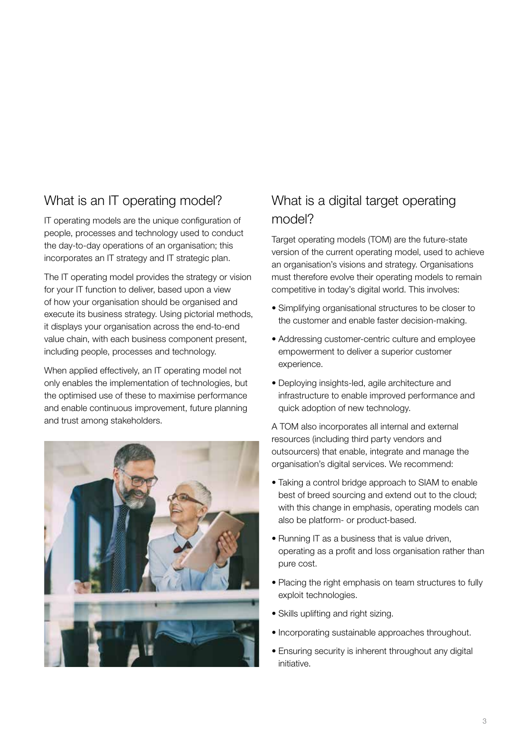## What is an IT operating model?

IT operating models are the unique configuration of people, processes and technology used to conduct the day-to-day operations of an organisation; this incorporates an IT strategy and IT strategic plan.

The IT operating model provides the strategy or vision for your IT function to deliver, based upon a view of how your organisation should be organised and execute its business strategy. Using pictorial methods, it displays your organisation across the end-to-end value chain, with each business component present, including people, processes and technology.

When applied effectively, an IT operating model not only enables the implementation of technologies, but the optimised use of these to maximise performance and enable continuous improvement, future planning and trust among stakeholders.

## What is a digital target operating model?

Target operating models (TOM) are the future-state version of the current operating model, used to achieve an organisation's visions and strategy. Organisations must therefore evolve their operating models to remain competitive in today's digital world. This involves:

- Simplifying organisational structures to be closer to the customer and enable faster decision-making.
- Addressing customer-centric culture and employee empowerment to deliver a superior customer experience.
- Deploying insights-led, agile architecture and infrastructure to enable improved performance and quick adoption of new technology.

A TOM also incorporates all internal and external resources (including third party vendors and outsourcers) that enable, integrate and manage the organisation's digital services. We recommend:

- Taking a control bridge approach to SIAM to enable best of breed sourcing and extend out to the cloud; with this change in emphasis, operating models can also be platform- or product-based.
- Running IT as a business that is value driven, operating as a profit and loss organisation rather than pure cost.
- Placing the right emphasis on team structures to fully exploit technologies.
- Skills uplifting and right sizing.
- Incorporating sustainable approaches throughout.
- Ensuring security is inherent throughout any digital initiative.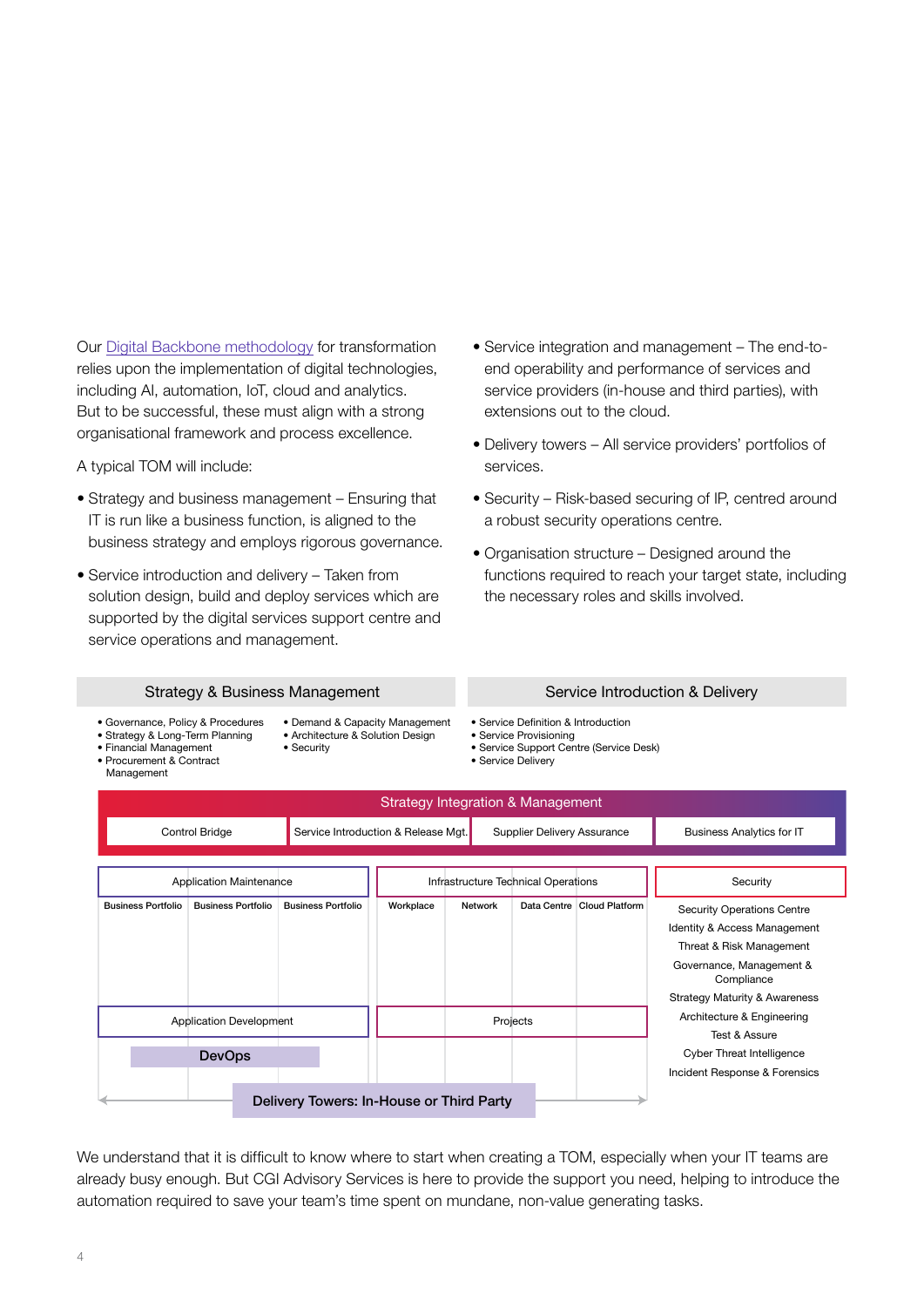Our Digital Backbone methodology for transformation relies upon the implementation of digital technologies, including AI, automation, IoT, cloud and analytics. But to be successful, these must align with a strong organisational framework and process excellence.

A typical TOM will include:

- Strategy and business management – Ensuring that IT is run like a business function, is aligned to the business strategy and employs rigorous governance.
- Service introduction and delivery – Taken from solution design, build and deploy services which are supported by the digital services support centre and service operations and management.
- Service integration and management – The end-to-end operability and performance of services and service providers (in-house and third parties), with extensions out to the cloud.
- Delivery towers – All service providers' portfolios of services.
- Security – Risk-based securing of IP, centred around a robust security operations centre.
- Organisation structure – Designed around the functions required to reach your target state, including the necessary roles and skills involved.

**Strategy & Business Management**

- Governance, Policy & Procedures
- Strategy & Long-Term Planning
- Financial Management
- Procurement & Contract Management
- Demand & Capacity Management
- Architecture & Solution Design
- Security

**Service Introduction & Delivery**

- Service Definition & Introduction
- Service Provisioning
- Service Support Centre (Service Desk)
- Service Delivery

**Strategy Integration & Management**

- Control Bridge
- Service Introduction & Release Mgt.
- Supplier Delivery Assurance
- Business Analytics for IT

**Application Maintenance**

- Business Portfolio
- Business Portfolio
- Business Portfolio

**Application Development**

**DevOps**

**Infrastructure Technical Operations**

- Workplace
- Network
- Data Centre
- Cloud Platform

**Projects**

**Security**

- Security Operations Centre
- Identity & Access Management
- Threat & Risk Management
- Governance, Management & Compliance
- Strategy Maturity & Awareness
- Architecture & Engineering
- Test & Assure
- Cyber Threat Intelligence
- Incident Response & Forensics

**Delivery Towers: In-House or Third Party**

We understand that it is difficult to know where to start when creating a TOM, especially when your IT teams are already busy enough. But CGI Advisory Services is here to provide the support you need, helping to introduce the automation required to save your team's time spent on mundane, non-value generating tasks.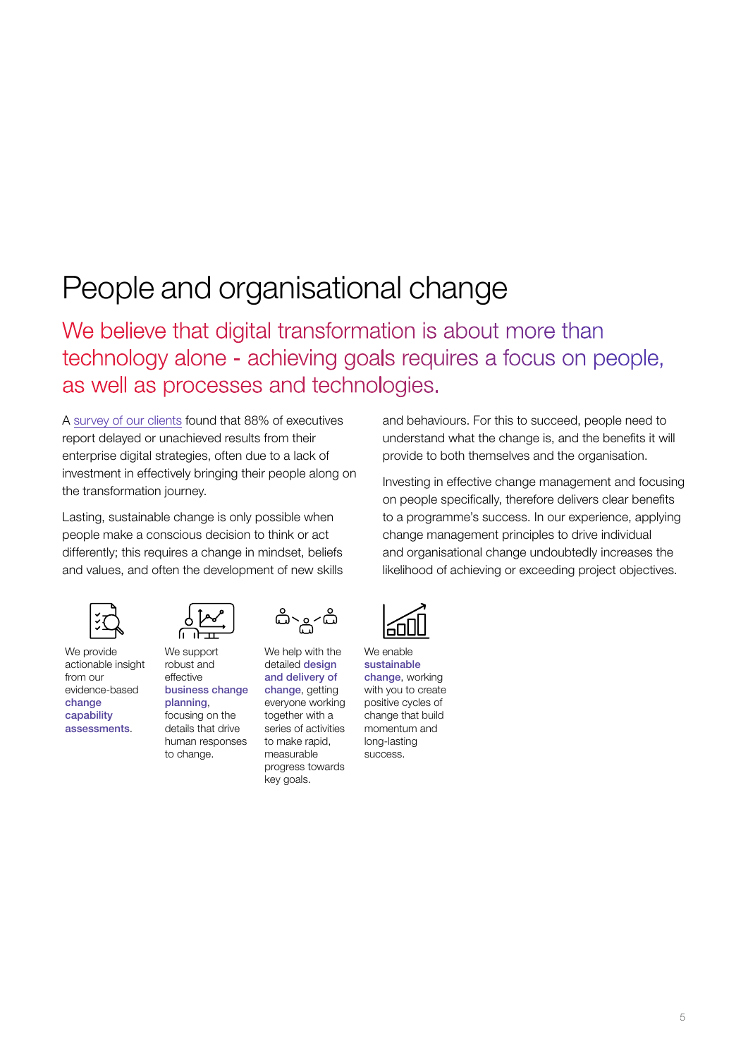# People and organisational change

## We believe that digital transformation is about more than technology alone - achieving goals requires a focus on people, as well as processes and technologies.

A survey of our clients found that 88% of executives report delayed or unachieved results from their enterprise digital strategies, often due to a lack of investment in effectively bringing their people along on the transformation journey.

Lasting, sustainable change is only possible when people make a conscious decision to think or act differently; this requires a change in mindset, beliefs and values, and often the development of new skills and behaviours. For this to succeed, people need to understand what the change is, and the benefits it will provide to both themselves and the organisation.

Investing in effective change management and focusing on people specifically, therefore delivers clear benefits to a programme's success. In our experience, applying change management principles to drive individual and organisational change undoubtedly increases the likelihood of achieving or exceeding project objectives.

We provide actionable insight from our evidence-based **change capability assessments**.

We support robust and effective **business change planning**, focusing on the details that drive human responses to change.

We help with the detailed **design and delivery of change**, getting everyone working together with a series of activities to make rapid, measurable progress towards key goals.

We enable **sustainable change**, working with you to create positive cycles of change that build momentum and long-lasting success.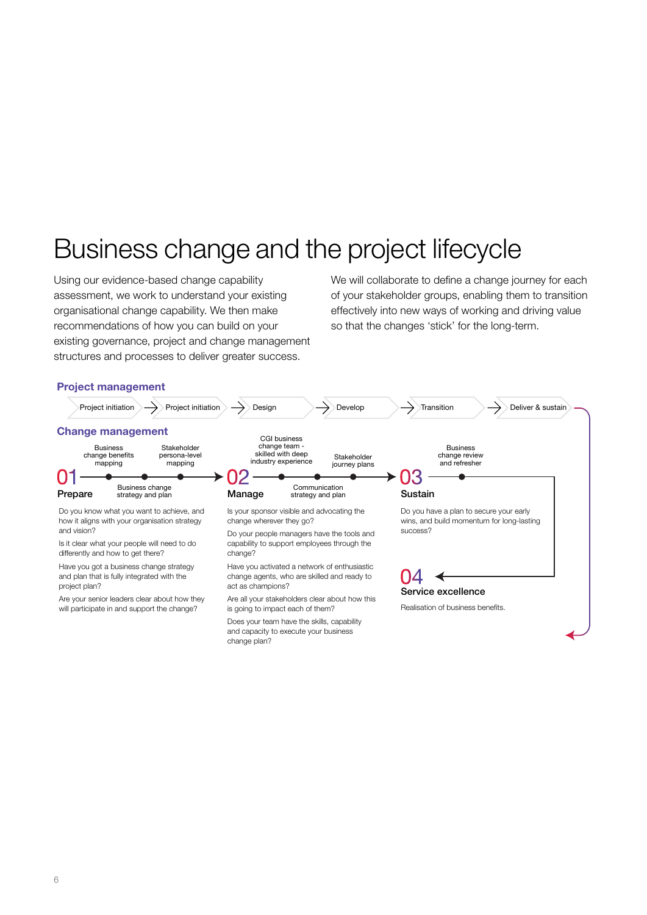# Business change and the project lifecycle

Using our evidence-based change capability assessment, we work to understand your existing organisational change capability. We then make recommendations of how you can build on your existing governance, project and change management structures and processes to deliver greater success.

We will collaborate to define a change journey for each of your stakeholder groups, enabling them to transition effectively into new ways of working and driving value so that the changes 'stick' for the long-term.

## Project management

Project initiation → Project initiation → Design → Develop → Transition → Deliver & sustain

## Change management

### 01 Prepare

- Business change benefits mapping
- Business change strategy and plan
- Stakeholder persona-level mapping

Do you know what you want to achieve, and how it aligns with your organisation strategy and vision?

Is it clear what your people will need to do differently and how to get there?

Have you got a business change strategy and plan that is fully integrated with the project plan?

Are your senior leaders clear about how they will participate in and support the change?

### 02 Manage

- CGI business change team - skilled with deep industry experience
- Communication strategy and plan
- Stakeholder journey plans

Is your sponsor visible and advocating the change wherever they go?

Do your people managers have the tools and capability to support employees through the change?

Have you activated a network of enthusiastic change agents, who are skilled and ready to act as champions?

Are all your stakeholders clear about how this is going to impact each of them?

Does your team have the skills, capability and capacity to execute your business change plan?

### 03 Sustain

- Business change review and refresher

Do you have a plan to secure your early wins, and build momentum for long-lasting success?

### 04 Service excellence

Realisation of business benefits.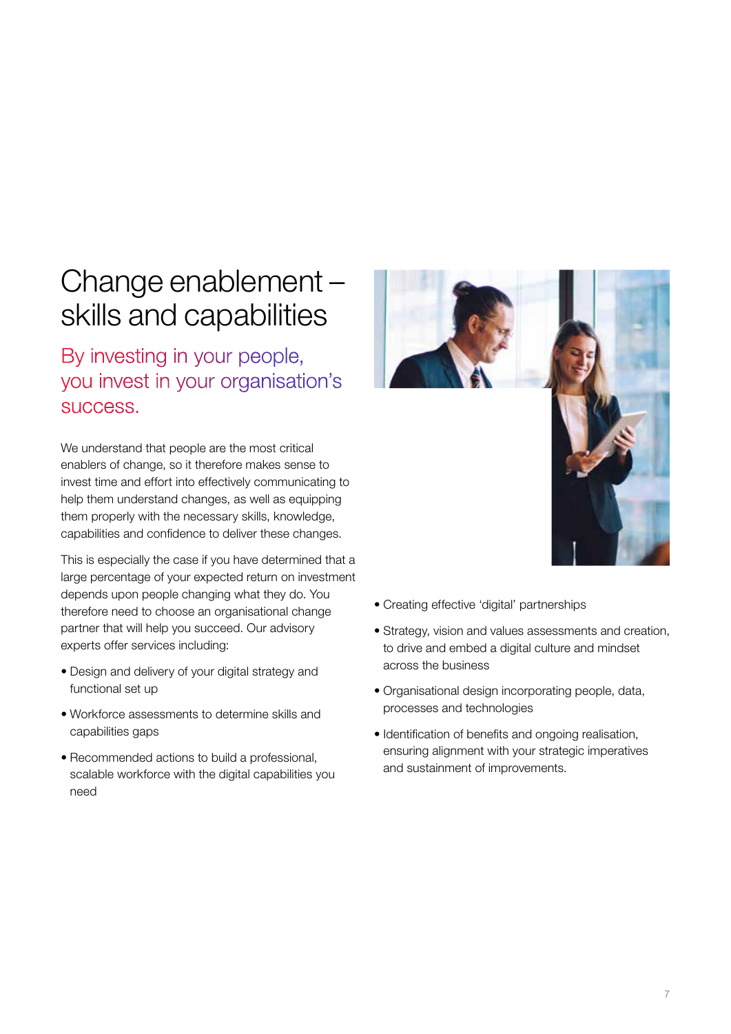# Change enablement – skills and capabilities

## By investing in your people, you invest in your organisation's success.

We understand that people are the most critical enablers of change, so it therefore makes sense to invest time and effort into effectively communicating to help them understand changes, as well as equipping them properly with the necessary skills, knowledge, capabilities and confidence to deliver these changes.

This is especially the case if you have determined that a large percentage of your expected return on investment depends upon people changing what they do. You therefore need to choose an organisational change partner that will help you succeed. Our advisory experts offer services including:

- Design and delivery of your digital strategy and functional set up
- Workforce assessments to determine skills and capabilities gaps
- Recommended actions to build a professional, scalable workforce with the digital capabilities you need
- Creating effective 'digital' partnerships
- Strategy, vision and values assessments and creation, to drive and embed a digital culture and mindset across the business
- Organisational design incorporating people, data, processes and technologies
- Identification of benefits and ongoing realisation, ensuring alignment with your strategic imperatives and sustainment of improvements.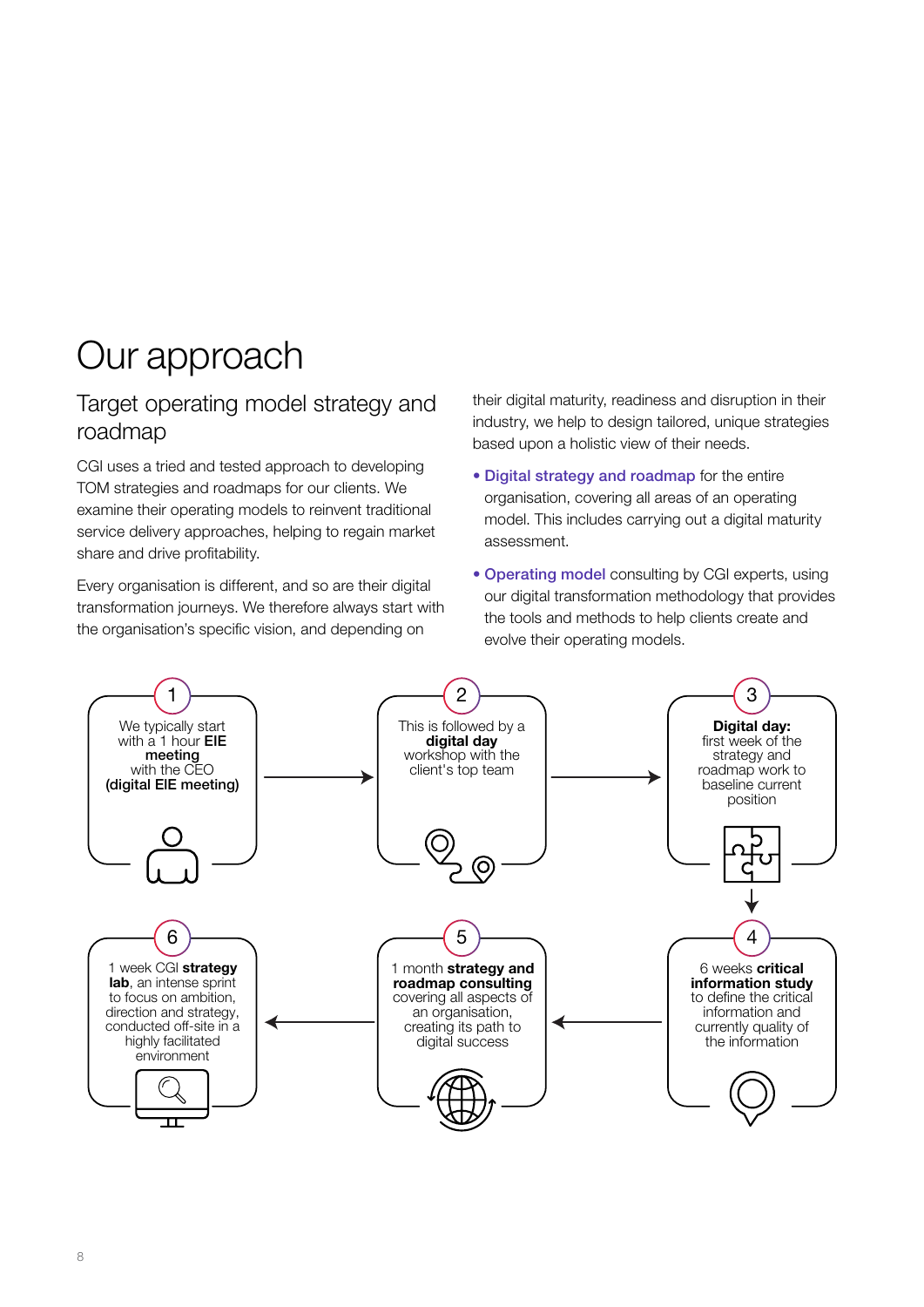# Our approach

## Target operating model strategy and roadmap

CGI uses a tried and tested approach to developing TOM strategies and roadmaps for our clients. We examine their operating models to reinvent traditional service delivery approaches, helping to regain market share and drive profitability.

Every organisation is different, and so are their digital transformation journeys. We therefore always start with the organisation's specific vision, and depending on their digital maturity, readiness and disruption in their industry, we help to design tailored, unique strategies based upon a holistic view of their needs.

- **Digital strategy and roadmap** for the entire organisation, covering all areas of an operating model. This includes carrying out a digital maturity assessment.
- **Operating model** consulting by CGI experts, using our digital transformation methodology that provides the tools and methods to help clients create and evolve their operating models.

1. We typically start with a 1 hour **EIE meeting** with the CEO **(digital EIE meeting)**
2. This is followed by a **digital day** workshop with the client's top team
3. **Digital day:** first week of the strategy and roadmap work to baseline current position
4. 6 weeks **critical information study** to define the critical information and currently quality of the information
5. 1 month **strategy and roadmap consulting** covering all aspects of an organisation, creating its path to digital success
6. 1 week CGI **strategy lab**, an intense sprint to focus on ambition, direction and strategy, conducted off-site in a highly facilitated environment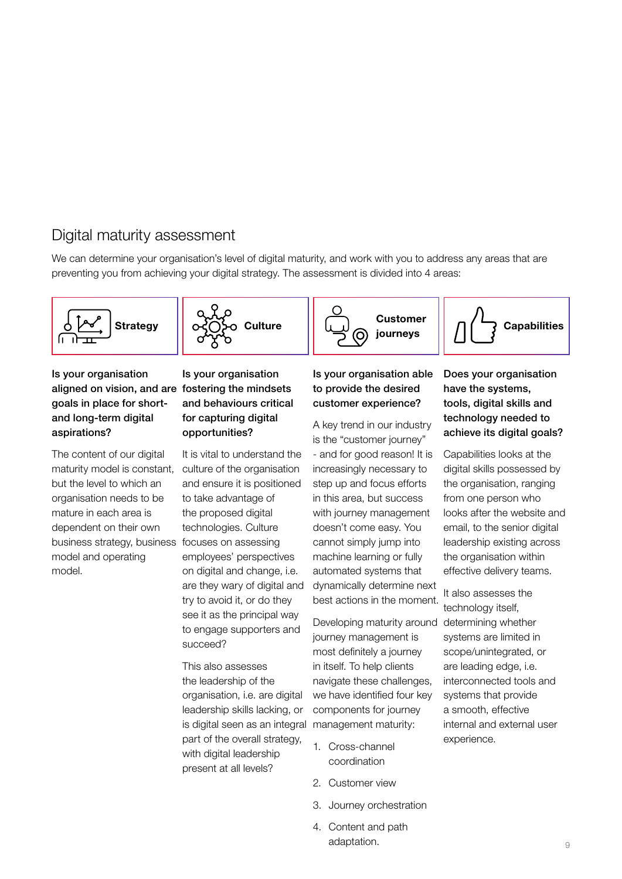## Digital maturity assessment

We can determine your organisation's level of digital maturity, and work with you to address any areas that are preventing you from achieving your digital strategy. The assessment is divided into 4 areas:

### Strategy

**Is your organisation aligned on vision, and are goals in place for short- and long-term digital aspirations?**

The content of our digital maturity model is constant, but the level to which an organisation needs to be mature in each area is dependent on their own business strategy, business model and operating model.

### Culture

**Is your organisation fostering the mindsets and behaviours critical for capturing digital opportunities?**

It is vital to understand the culture of the organisation and ensure it is positioned to take advantage of the proposed digital technologies. Culture focuses on assessing employees' perspectives on digital and change, i.e. are they wary of digital and try to avoid it, or do they see it as the principal way to engage supporters and succeed?

This also assesses the leadership of the organisation, i.e. are digital leadership skills lacking, or is digital seen as an integral part of the overall strategy, with digital leadership present at all levels?

### Customer journeys

**Is your organisation able to provide the desired customer experience?**

A key trend in our industry is the "customer journey" - and for good reason! It is increasingly necessary to step up and focus efforts in this area, but success with journey management doesn't come easy. You cannot simply jump into machine learning or fully automated systems that dynamically determine next best actions in the moment.

Developing maturity around journey management is most definitely a journey in itself. To help clients navigate these challenges, we have identified four key components for journey management maturity:

1. Cross-channel coordination
2. Customer view
3. Journey orchestration
4. Content and path adaptation.

### Capabilities

**Does your organisation have the systems, tools, digital skills and technology needed to achieve its digital goals?**

Capabilities looks at the digital skills possessed by the organisation, ranging from one person who looks after the website and email, to the senior digital leadership existing across the organisation within effective delivery teams.

It also assesses the technology itself, determining whether systems are limited in scope/unintegrated, or are leading edge, i.e. interconnected tools and systems that provide a smooth, effective internal and external user experience.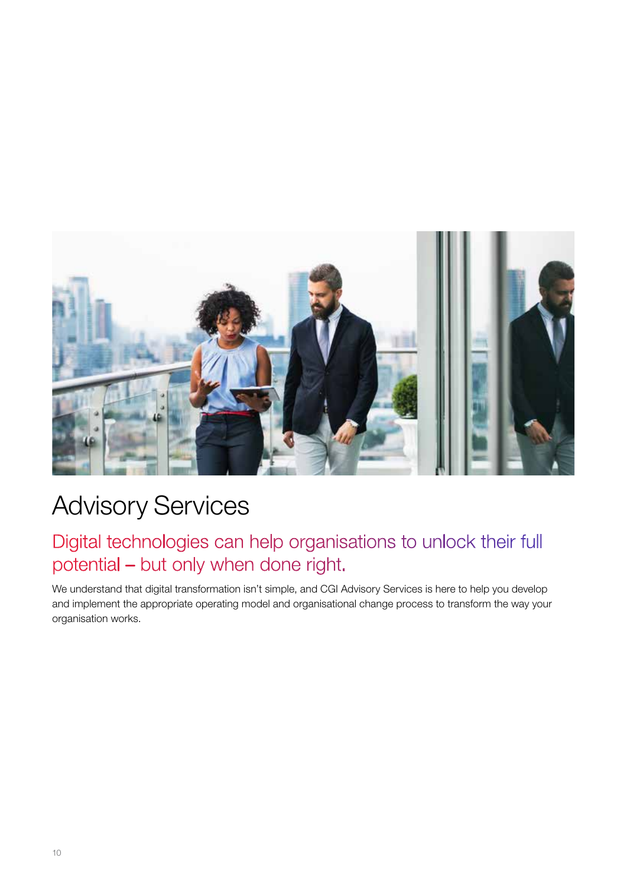# Advisory Services

## Digital technologies can help organisations to unlock their full potential – but only when done right.

We understand that digital transformation isn't simple, and CGI Advisory Services is here to help you develop and implement the appropriate operating model and organisational change process to transform the way your organisation works.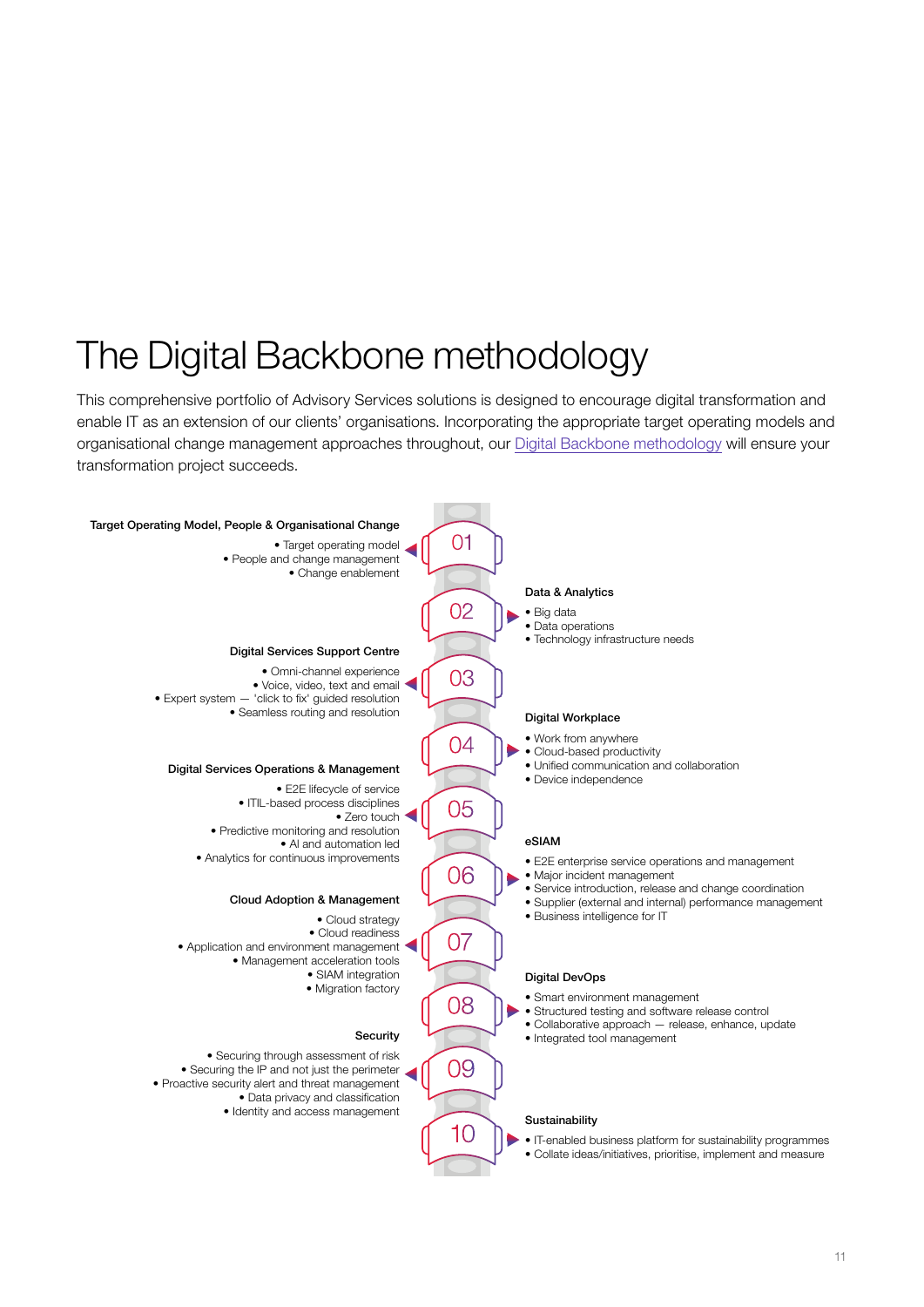# The Digital Backbone methodology

This comprehensive portfolio of Advisory Services solutions is designed to encourage digital transformation and enable IT as an extension of our clients' organisations. Incorporating the appropriate target operating models and organisational change management approaches throughout, our Digital Backbone methodology will ensure your transformation project succeeds.

### 01 Target Operating Model, People & Organisational Change

- Target operating model
- People and change management
- Change enablement

### 02 Data & Analytics

- Big data
- Data operations
- Technology infrastructure needs

### 03 Digital Services Support Centre

- Omni-channel experience
- Voice, video, text and email
- Expert system — 'click to fix' guided resolution
- Seamless routing and resolution

### 04 Digital Workplace

- Work from anywhere
- Cloud-based productivity
- Unified communication and collaboration
- Device independence

### 05 Digital Services Operations & Management

- E2E lifecycle of service
- ITIL-based process disciplines
- Zero touch
- Predictive monitoring and resolution
- AI and automation led
- Analytics for continuous improvements

### 06 eSIAM

- E2E enterprise service operations and management
- Major incident management
- Service introduction, release and change coordination
- Supplier (external and internal) performance management
- Business intelligence for IT

### 07 Cloud Adoption & Management

- Cloud strategy
- Cloud readiness
- Application and environment management
- Management acceleration tools
- SIAM integration
- Migration factory

### 08 Digital DevOps

- Smart environment management
- Structured testing and software release control
- Collaborative approach — release, enhance, update
- Integrated tool management

### 09 Security

- Securing through assessment of risk
- Securing the IP and not just the perimeter
- Proactive security alert and threat management
- Data privacy and classification
- Identity and access management

### 10 Sustainability

- IT-enabled business platform for sustainability programmes
- Collate ideas/initiatives, prioritise, implement and measure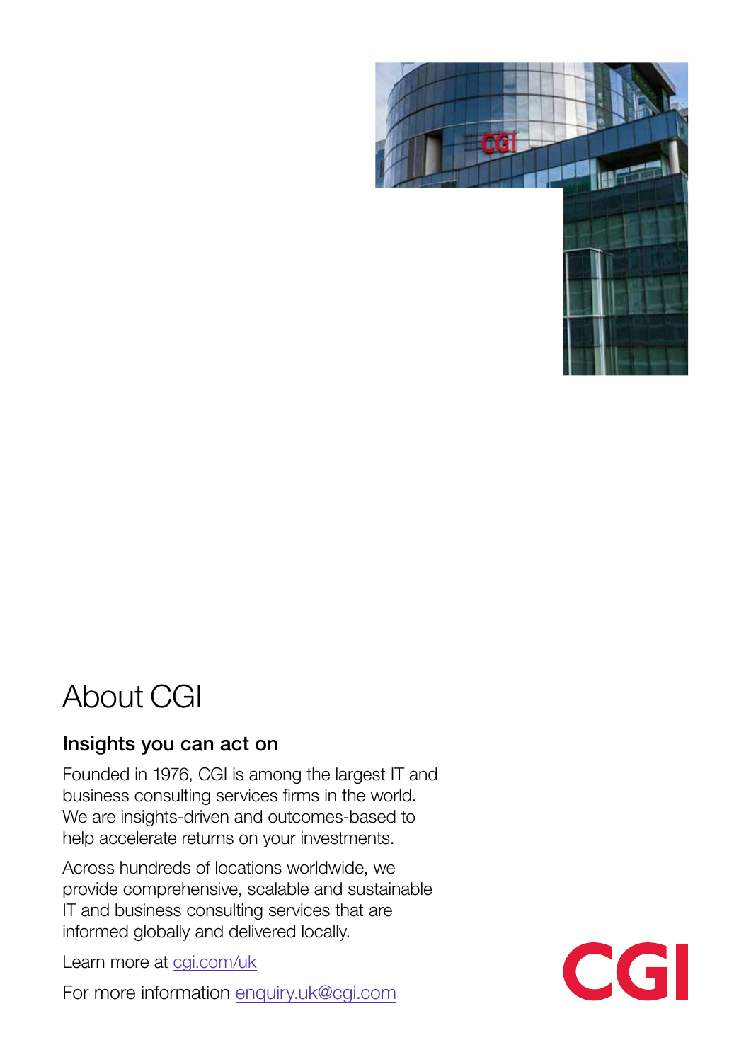# About CGI

## Insights you can act on

Founded in 1976, CGI is among the largest IT and business consulting services firms in the world. We are insights-driven and outcomes-based to help accelerate returns on your investments.

Across hundreds of locations worldwide, we provide comprehensive, scalable and sustainable IT and business consulting services that are informed globally and delivered locally.

Learn more at [cgi.com/uk](cgi.com/uk)

For more information [enquiry.uk@cgi.com](mailto:enquiry.uk@cgi.com)